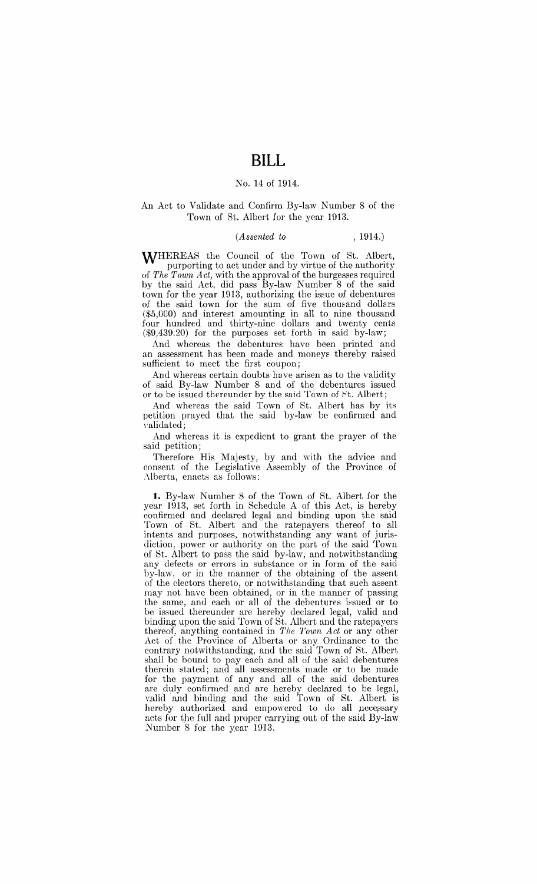# BILL

No. 14 of 1914.

An Act to Validate and Confirm By-law Number 8 of the Town of St. Albert for the year 1913.

*(Assented to , 1914.)*

WHEREAS the Council of the Town of St. Albert, purporting to act under and by virtue of the authority of *The Town Act*, with the approval of the burgesses required by the said Act, did pass By-law Number 8 of the said town for the year 1913, authorizing the issue of debentures of the said town for the sum of five thousand dollars ($5,000) and interest amounting in all to nine thousand four hundred and thirty-nine dollars and twenty cents ($9,439.20) for the purposes set forth in said by-law;

And whereas the debentures have been printed and an assessment has been made and moneys thereby raised sufficient to meet the first coupon;

And whereas certain doubts have arisen as to the validity of said By-law Number 8 and of the debentures issued or to be issued thereunder by the said Town of St. Albert;

And whereas the said Town of St. Albert has by its petition prayed that the said by-law be confirmed and validated;

And whereas it is expedient to grant the prayer of the said petition;

Therefore His Majesty, by and with the advice and consent of the Legislative Assembly of the Province of Alberta, enacts as follows:

**1.** By-law Number 8 of the Town of St. Albert for the year 1913, set forth in Schedule A of this Act, is hereby confirmed and declared legal and binding upon the said Town of St. Albert and the ratepayers thereof to all intents and purposes, notwithstanding any want of jurisdiction, power or authority on the part of the said Town of St. Albert to pass the said by-law, and notwithstanding any defects or errors in substance or in form of the said by-law, or in the manner of the obtaining of the assent of the electors thereto, or notwithstanding that such assent may not have been obtained, or in the manner of passing the same, and each or all of the debentures issued or to be issued thereunder are hereby declared legal, valid and binding upon the said Town of St. Albert and the ratepayers thereof, anything contained in *The Town Act* or any other Act of the Province of Alberta or any Ordinance to the contrary notwithstanding, and the said Town of St. Albert shall be bound to pay each and all of the said debentures therein stated; and all assessments made or to be made for the payment of any and all of the said debentures are duly confirmed and are hereby declared to be legal, valid and binding and the said Town of St. Albert is hereby authorized and empowered to do all necessary acts for the full and proper carrying out of the said By-law Number 8 for the year 1913.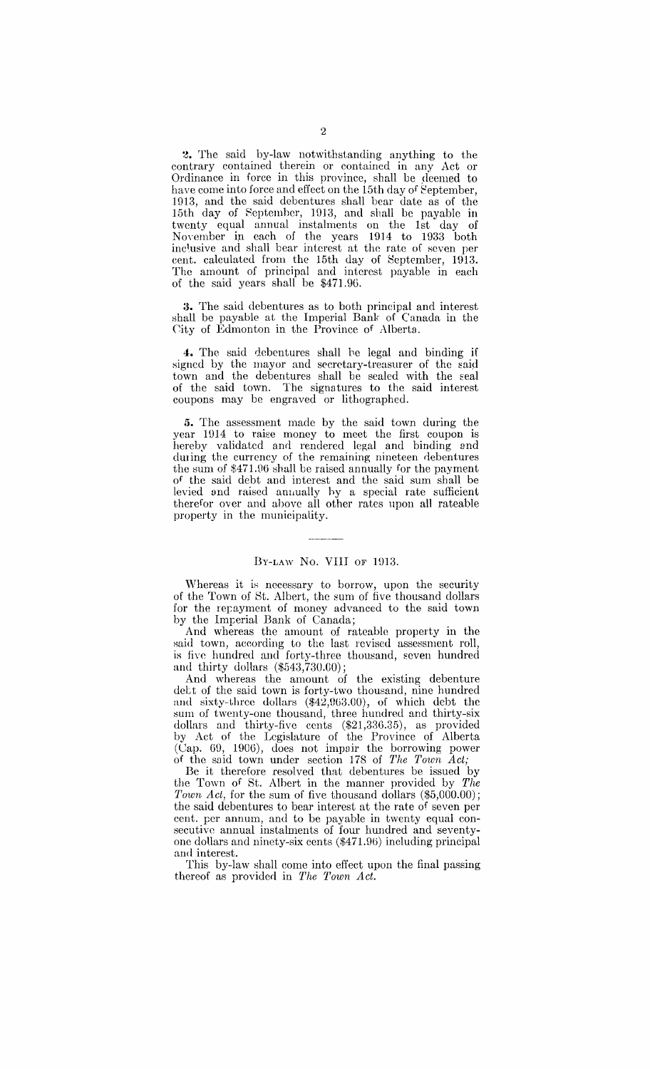**2.** The said by-law notwithstanding anything to the contrary contained therein or contained in any Act or Ordinance in force in this province, shall be deemed to have come into force and effect on the 15th day of September, 1913, and the said debentures shall bear date as of the 15th day of September, 1913, and shall be payable in twenty equal annual instalments on the 1st day of November in each of the years 1914 to 1933 both inclusive and shall bear interest at the rate of seven per cent. calculated from the 15th day of September, 1913. The amount of principal and interest payable in each of the said years shall be $471.96.

**3.** The said debentures as to both principal and interest shall be payable at the Imperial Bank of Canada in the City of Edmonton in the Province of Alberta.

**4.** The said debentures shall be legal and binding if signed by the mayor and secretary-treasurer of the said town and the debentures shall be sealed with the seal of the said town. The signatures to the said interest coupons may be engraved or lithographed.

**5.** The assessment made by the said town during the year 1914 to raise money to meet the first coupon is hereby validated and rendered legal and binding and during the currency of the remaining nineteen debentures the sum of $471.96 shall be raised annually for the payment of the said debt and interest and the said sum shall be levied and raised annually by a special rate sufficient therefor over and above all other rates upon all rateable property in the municipality.

---

## By-law No. VIII of 1913.

Whereas it is necessary to borrow, upon the security of the Town of St. Albert, the sum of five thousand dollars for the repayment of money advanced to the said town by the Imperial Bank of Canada;

And whereas the amount of rateable property in the said town, according to the last revised assessment roll, is five hundred and forty-three thousand, seven hundred and thirty dollars ($543,730.00);

And whereas the amount of the existing debenture debt of the said town is forty-two thousand, nine hundred and sixty-three dollars ($42,963.00), of which debt the sum of twenty-one thousand, three hundred and thirty-six dollars and thirty-five cents ($21,336.35), as provided by Act of the Legislature of the Province of Alberta (Cap. 69, 1906), does not impair the borrowing power of the said town under section 178 of *The Town Act;*

Be it therefore resolved that debentures be issued by the Town of St. Albert in the manner provided by *The Town Act*, for the sum of five thousand dollars ($5,000.00); the said debentures to bear interest at the rate of seven per cent. per annum, and to be payable in twenty equal consecutive annual instalments of four hundred and seventy-one dollars and ninety-six cents ($471.96) including principal and interest.

This by-law shall come into effect upon the final passing thereof as provided in *The Town Act.*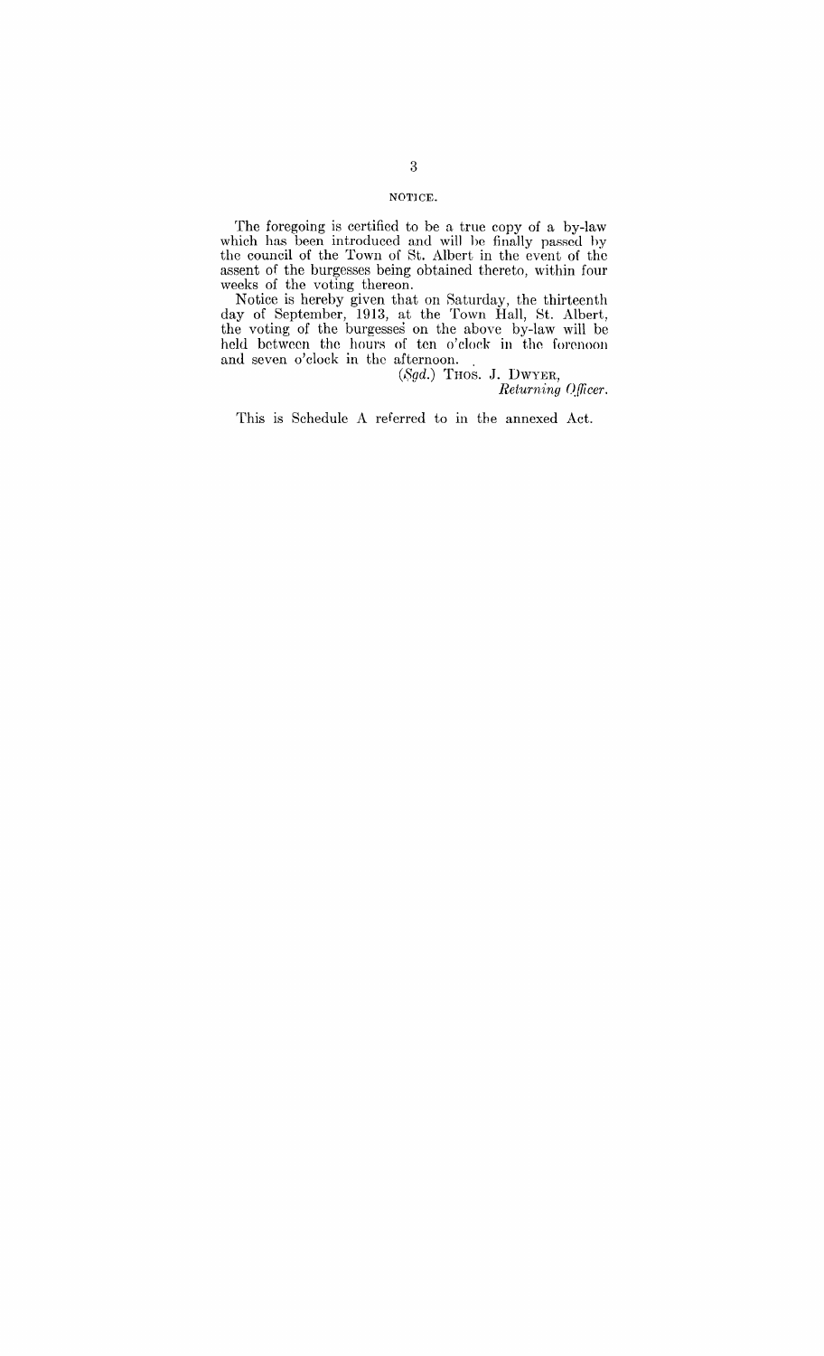NOTICE.

The foregoing is certified to be a true copy of a by-law which has been introduced and will be finally passed by the council of the Town of St. Albert in the event of the assent of the burgesses being obtained thereto, within four weeks of the voting thereon.

Notice is hereby given that on Saturday, the thirteenth day of September, 1913, at the Town Hall, St. Albert, the voting of the burgesses on the above by-law will be held between the hours of ten o'clock in the forenoon and seven o'clock in the afternoon.

(*Sgd.*) THOS. J. DWYER,
*Returning Officer.*

This is Schedule A referred to in the annexed Act.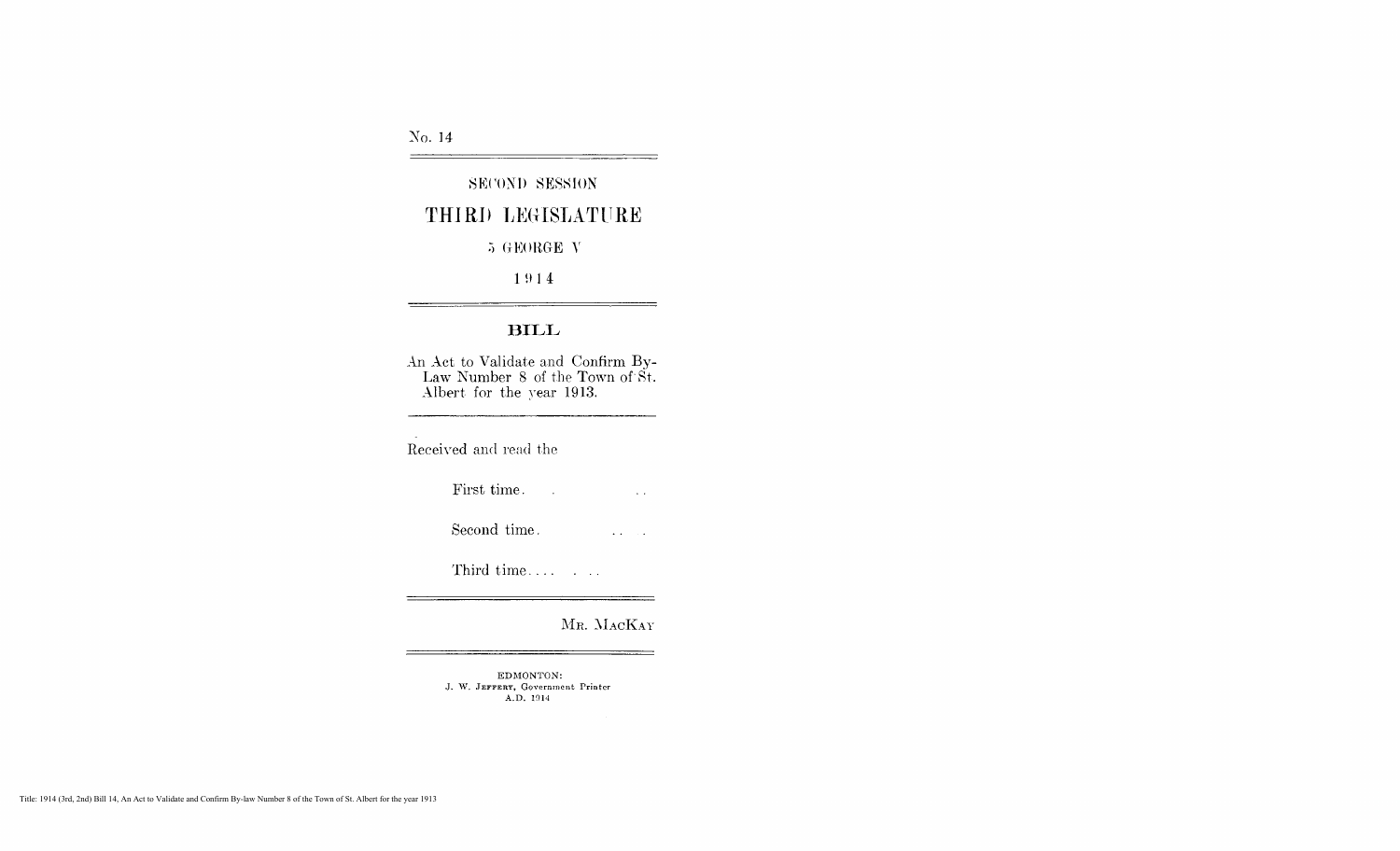No. 14

SECOND SESSION

# THIRD LEGISLATURE

5 GEORGE V

1914

## BILL

An Act to Validate and Confirm By-Law Number 8 of the Town of St. Albert for the year 1913.

Received and read the

First time. . ..

Second time. .. .

Third time.... . ..

MR. MACKAY

EDMONTON:
J. W. JEFFERY, Government Printer
A.D. 1914